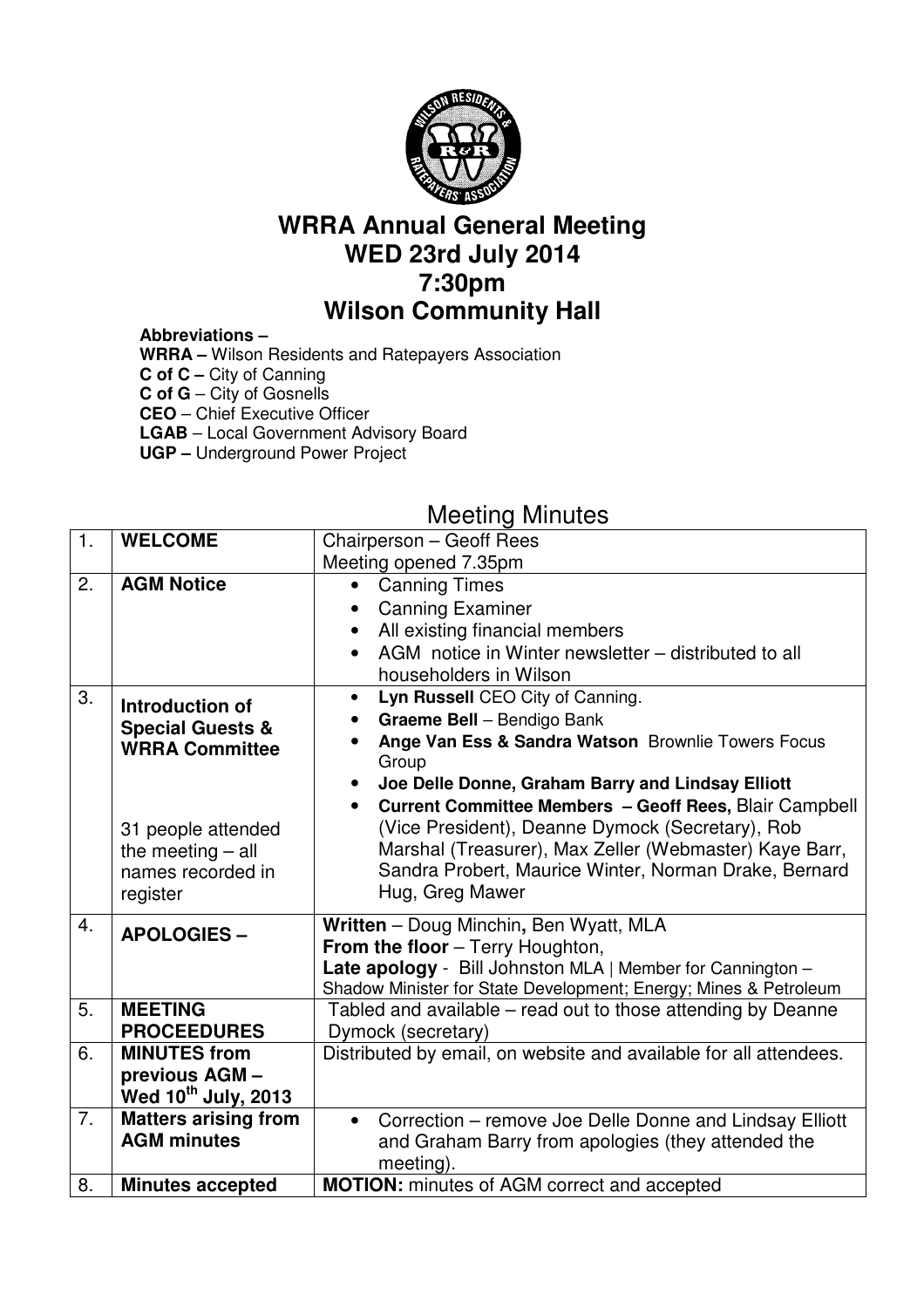# WRRA Annual General Meeting
# WED 23rd July 2014
# 7:30pm
# Wilson Community Hall

**Abbreviations –**
**WRRA –** Wilson Residents and Ratepayers Association
**C of C –** City of Canning
**C of G** – City of Gosnells
**CEO** – Chief Executive Officer
**LGAB** – Local Government Advisory Board
**UGP –** Underground Power Project

## Meeting Minutes

| | | |
|---|---|---|
| 1. | **WELCOME** | Chairperson – Geoff Rees<br>Meeting opened 7.35pm |
| 2. | **AGM Notice** | • Canning Times<br>• Canning Examiner<br>• All existing financial members<br>• AGM notice in Winter newsletter – distributed to all householders in Wilson |
| 3. | **Introduction of Special Guests & WRRA Committee**<br><br>31 people attended the meeting – all names recorded in register | • **Lyn Russell** CEO City of Canning.<br>• **Graeme Bell** – Bendigo Bank<br>• **Ange Van Ess & Sandra Watson** Brownlie Towers Focus Group<br>• **Joe Delle Donne, Graham Barry and Lindsay Elliott**<br>• **Current Committee Members – Geoff Rees,** Blair Campbell (Vice President), Deanne Dymock (Secretary), Rob Marshal (Treasurer), Max Zeller (Webmaster) Kaye Barr, Sandra Probert, Maurice Winter, Norman Drake, Bernard Hug, Greg Mawer |
| 4. | **APOLOGIES –** | **Written** – Doug Minchin**,** Ben Wyatt, MLA<br>**From the floor** – Terry Houghton,<br>**Late apology** - Bill Johnston MLA \| Member for Cannington – Shadow Minister for State Development; Energy; Mines & Petroleum |
| 5. | **MEETING PROCEEDURES** | Tabled and available – read out to those attending by Deanne Dymock (secretary) |
| 6. | **MINUTES from previous AGM – Wed 10th July, 2013** | Distributed by email, on website and available for all attendees. |
| 7. | **Matters arising from AGM minutes** | • Correction – remove Joe Delle Donne and Lindsay Elliott and Graham Barry from apologies (they attended the meeting). |
| 8. | **Minutes accepted** | **MOTION:** minutes of AGM correct and accepted |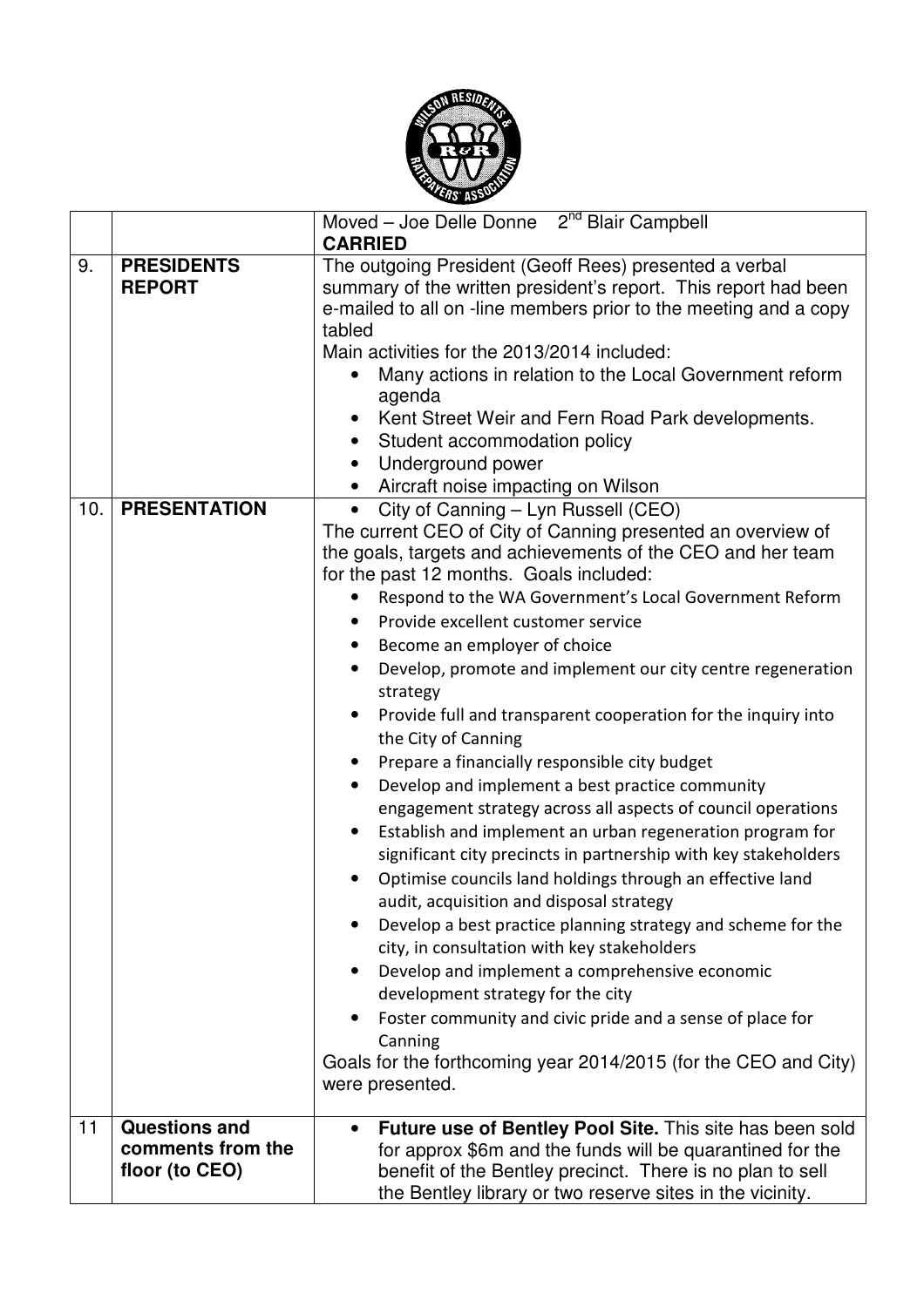| | | |
|---|---|---|
| | | Moved – Joe Delle Donne 2nd Blair Campbell<br>**CARRIED** |
| 9. | **PRESIDENTS REPORT** | The outgoing President (Geoff Rees) presented a verbal summary of the written president's report. This report had been e-mailed to all on -line members prior to the meeting and a copy tabled<br>Main activities for the 2013/2014 included:<br>• Many actions in relation to the Local Government reform agenda<br>• Kent Street Weir and Fern Road Park developments.<br>• Student accommodation policy<br>• Underground power<br>• Aircraft noise impacting on Wilson |
| 10. | **PRESENTATION** | • City of Canning – Lyn Russell (CEO)<br>The current CEO of City of Canning presented an overview of the goals, targets and achievements of the CEO and her team for the past 12 months. Goals included:<br>• Respond to the WA Government's Local Government Reform<br>• Provide excellent customer service<br>• Become an employer of choice<br>• Develop, promote and implement our city centre regeneration strategy<br>• Provide full and transparent cooperation for the inquiry into the City of Canning<br>• Prepare a financially responsible city budget<br>• Develop and implement a best practice community engagement strategy across all aspects of council operations<br>• Establish and implement an urban regeneration program for significant city precincts in partnership with key stakeholders<br>• Optimise councils land holdings through an effective land audit, acquisition and disposal strategy<br>• Develop a best practice planning strategy and scheme for the city, in consultation with key stakeholders<br>• Develop and implement a comprehensive economic development strategy for the city<br>• Foster community and civic pride and a sense of place for Canning<br>Goals for the forthcoming year 2014/2015 (for the CEO and City) were presented. |
| 11 | **Questions and comments from the floor (to CEO)** | • **Future use of Bentley Pool Site.** This site has been sold for approx $6m and the funds will be quarantined for the benefit of the Bentley precinct. There is no plan to sell the Bentley library or two reserve sites in the vicinity. |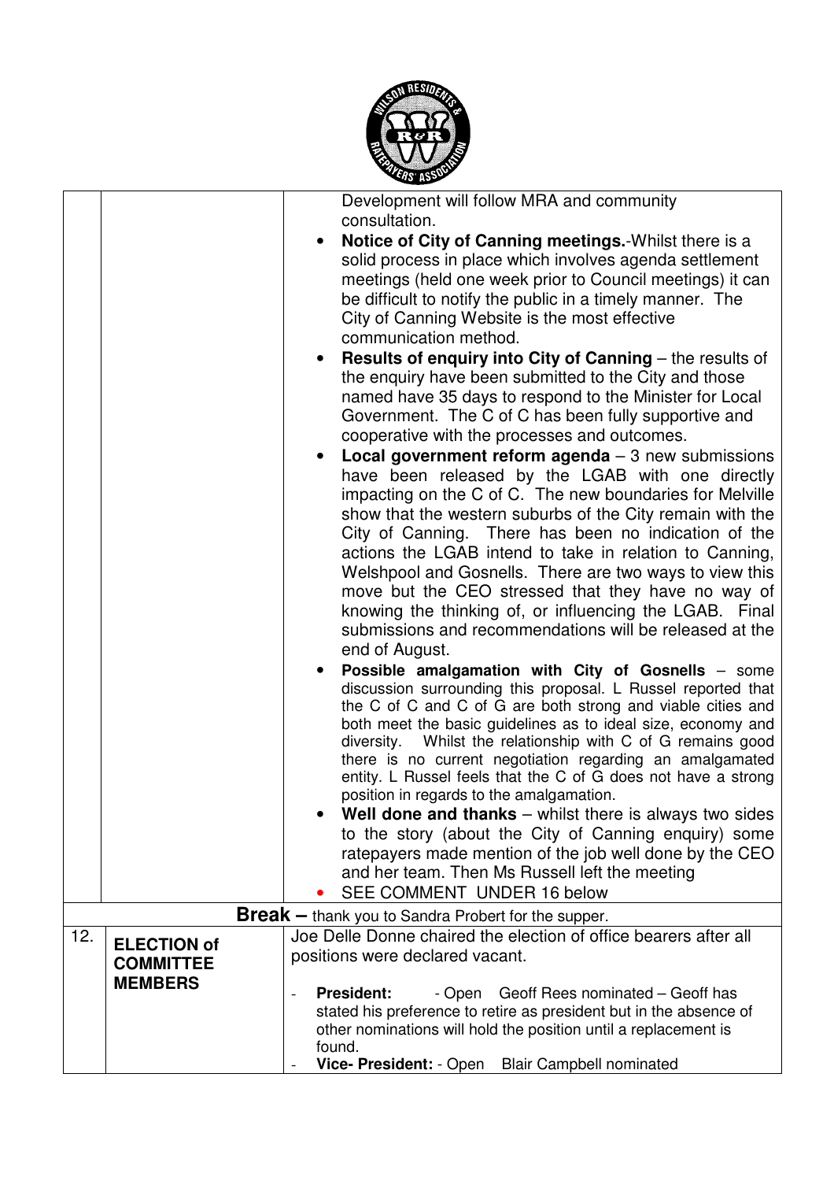| | | |
|---|---|---|
| | | Development will follow MRA and community consultation.<br>• **Notice of City of Canning meetings.**-Whilst there is a solid process in place which involves agenda settlement meetings (held one week prior to Council meetings) it can be difficult to notify the public in a timely manner. The City of Canning Website is the most effective communication method.<br>• **Results of enquiry into City of Canning** – the results of the enquiry have been submitted to the City and those named have 35 days to respond to the Minister for Local Government. The C of C has been fully supportive and cooperative with the processes and outcomes.<br>• **Local government reform agenda** – 3 new submissions have been released by the LGAB with one directly impacting on the C of C. The new boundaries for Melville show that the western suburbs of the City remain with the City of Canning. There has been no indication of the actions the LGAB intend to take in relation to Canning, Welshpool and Gosnells. There are two ways to view this move but the CEO stressed that they have no way of knowing the thinking of, or influencing the LGAB. Final submissions and recommendations will be released at the end of August.<br>• **Possible amalgamation with City of Gosnells** – some discussion surrounding this proposal. L Russel reported that the C of C and C of G are both strong and viable cities and both meet the basic guidelines as to ideal size, economy and diversity. Whilst the relationship with C of G remains good there is no current negotiation regarding an amalgamated entity. L Russel feels that the C of G does not have a strong position in regards to the amalgamation.<br>• **Well done and thanks** – whilst there is always two sides to the story (about the City of Canning enquiry) some ratepayers made mention of the job well done by the CEO and her team. Then Ms Russell left the meeting<br>• SEE COMMENT UNDER 16 below |
| **Break –** thank you to Sandra Probert for the supper. | | |
| 12. | **ELECTION of COMMITTEE MEMBERS** | Joe Delle Donne chaired the election of office bearers after all positions were declared vacant.<br>- **President:** - Open Geoff Rees nominated – Geoff has stated his preference to retire as president but in the absence of other nominations will hold the position until a replacement is found.<br>- **Vice- President:** - Open Blair Campbell nominated |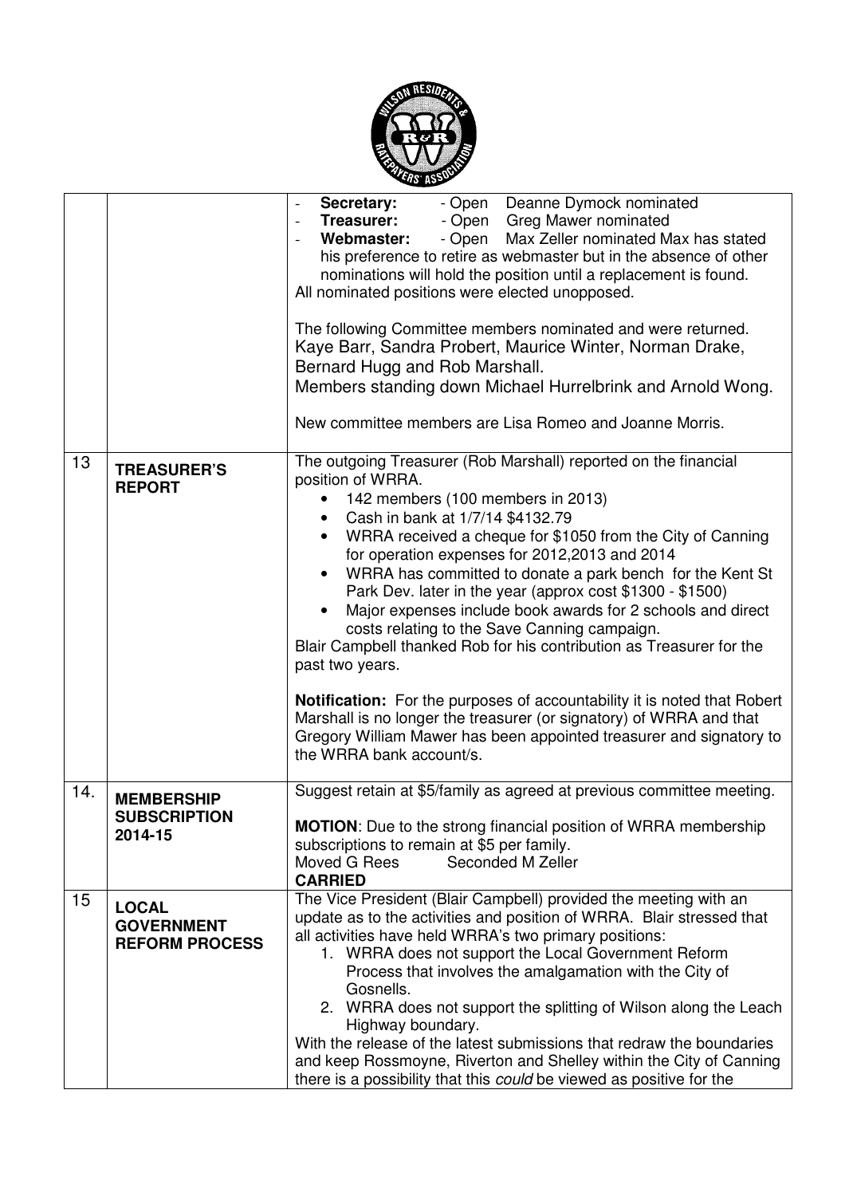| | | |
|---|---|---|
| | | - **Secretary:** - Open Deanne Dymock nominated<br>- **Treasurer:** - Open Greg Mawer nominated<br>- **Webmaster:** - Open Max Zeller nominated Max has stated his preference to retire as webmaster but in the absence of other nominations will hold the position until a replacement is found.<br>All nominated positions were elected unopposed.<br><br>The following Committee members nominated and were returned. Kaye Barr, Sandra Probert, Maurice Winter, Norman Drake, Bernard Hugg and Rob Marshall.<br>Members standing down Michael Hurrelbrink and Arnold Wong.<br><br>New committee members are Lisa Romeo and Joanne Morris. |
| 13 | **TREASURER'S REPORT** | The outgoing Treasurer (Rob Marshall) reported on the financial position of WRRA.<br>• 142 members (100 members in 2013)<br>• Cash in bank at 1/7/14 $4132.79<br>• WRRA received a cheque for $1050 from the City of Canning for operation expenses for 2012,2013 and 2014<br>• WRRA has committed to donate a park bench for the Kent St Park Dev. later in the year (approx cost $1300 - $1500)<br>• Major expenses include book awards for 2 schools and direct costs relating to the Save Canning campaign.<br>Blair Campbell thanked Rob for his contribution as Treasurer for the past two years.<br><br>**Notification:** For the purposes of accountability it is noted that Robert Marshall is no longer the treasurer (or signatory) of WRRA and that Gregory William Mawer has been appointed treasurer and signatory to the WRRA bank account/s. |
| 14. | **MEMBERSHIP SUBSCRIPTION 2014-15** | Suggest retain at $5/family as agreed at previous committee meeting.<br><br>**MOTION**: Due to the strong financial position of WRRA membership subscriptions to remain at $5 per family.<br>Moved G Rees Seconded M Zeller<br>**CARRIED** |
| 15 | **LOCAL GOVERNMENT REFORM PROCESS** | The Vice President (Blair Campbell) provided the meeting with an update as to the activities and position of WRRA. Blair stressed that all activities have held WRRA's two primary positions:<br>1. WRRA does not support the Local Government Reform Process that involves the amalgamation with the City of Gosnells.<br>2. WRRA does not support the splitting of Wilson along the Leach Highway boundary.<br>With the release of the latest submissions that redraw the boundaries and keep Rossmoyne, Riverton and Shelley within the City of Canning there is a possibility that this *could* be viewed as positive for the |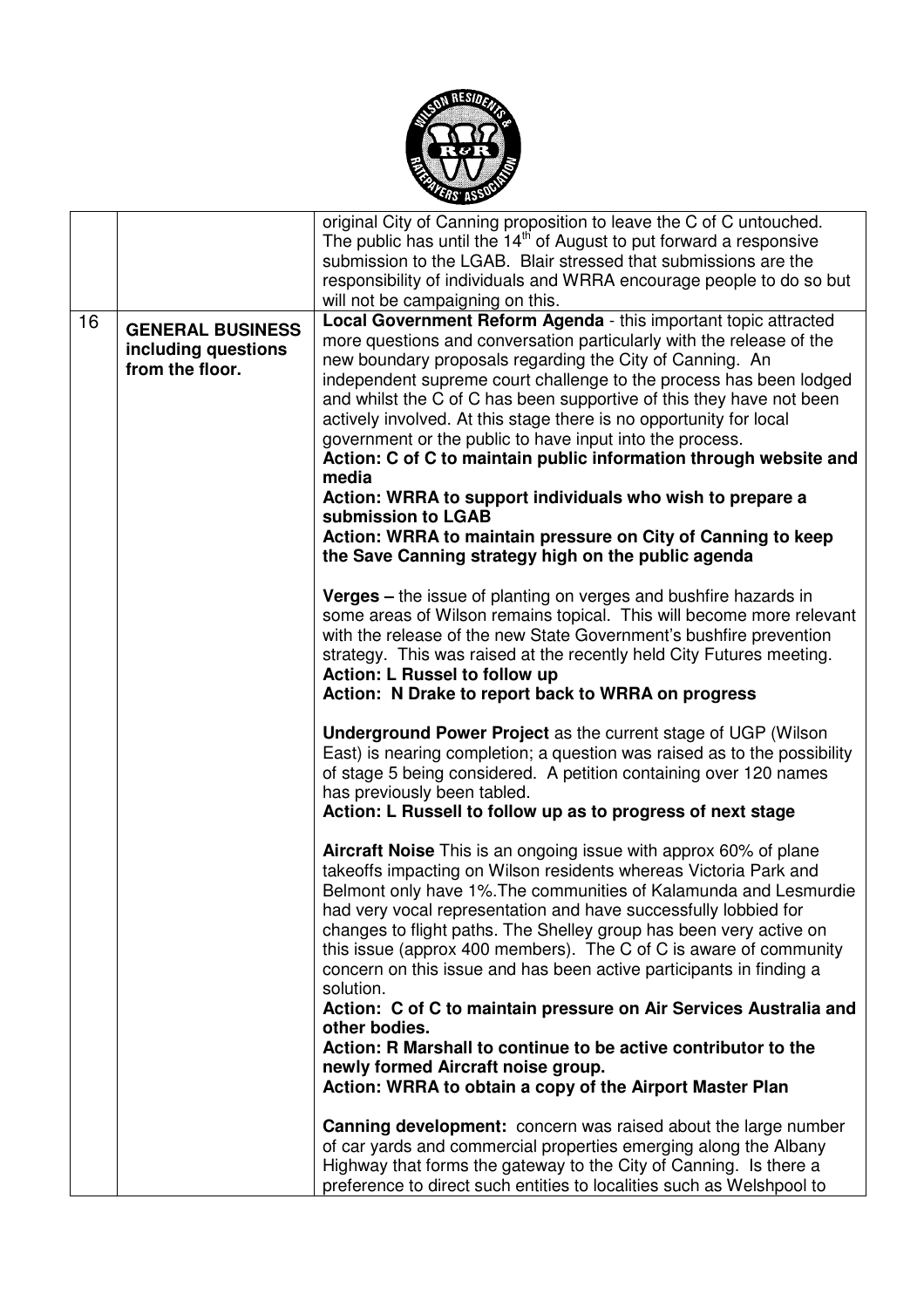| | | |
|---|---|---|
| | | original City of Canning proposition to leave the C of C untouched. The public has until the 14th of August to put forward a responsive submission to the LGAB. Blair stressed that submissions are the responsibility of individuals and WRRA encourage people to do so but will not be campaigning on this. |
| 16 | **GENERAL BUSINESS including questions from the floor.** | **Local Government Reform Agenda** - this important topic attracted more questions and conversation particularly with the release of the new boundary proposals regarding the City of Canning. An independent supreme court challenge to the process has been lodged and whilst the C of C has been supportive of this they have not been actively involved. At this stage there is no opportunity for local government or the public to have input into the process.<br>**Action: C of C to maintain public information through website and media**<br>**Action: WRRA to support individuals who wish to prepare a submission to LGAB**<br>**Action: WRRA to maintain pressure on City of Canning to keep the Save Canning strategy high on the public agenda**<br><br>**Verges –** the issue of planting on verges and bushfire hazards in some areas of Wilson remains topical. This will become more relevant with the release of the new State Government's bushfire prevention strategy. This was raised at the recently held City Futures meeting.<br>**Action: L Russel to follow up**<br>**Action: N Drake to report back to WRRA on progress**<br><br>**Underground Power Project** as the current stage of UGP (Wilson East) is nearing completion; a question was raised as to the possibility of stage 5 being considered. A petition containing over 120 names has previously been tabled.<br>**Action: L Russell to follow up as to progress of next stage**<br><br>**Aircraft Noise** This is an ongoing issue with approx 60% of plane takeoffs impacting on Wilson residents whereas Victoria Park and Belmont only have 1%.The communities of Kalamunda and Lesmurdie had very vocal representation and have successfully lobbied for changes to flight paths. The Shelley group has been very active on this issue (approx 400 members). The C of C is aware of community concern on this issue and has been active participants in finding a solution.<br>**Action: C of C to maintain pressure on Air Services Australia and other bodies.**<br>**Action: R Marshall to continue to be active contributor to the newly formed Aircraft noise group.**<br>**Action: WRRA to obtain a copy of the Airport Master Plan**<br><br>**Canning development:** concern was raised about the large number of car yards and commercial properties emerging along the Albany Highway that forms the gateway to the City of Canning. Is there a preference to direct such entities to localities such as Welshpool to |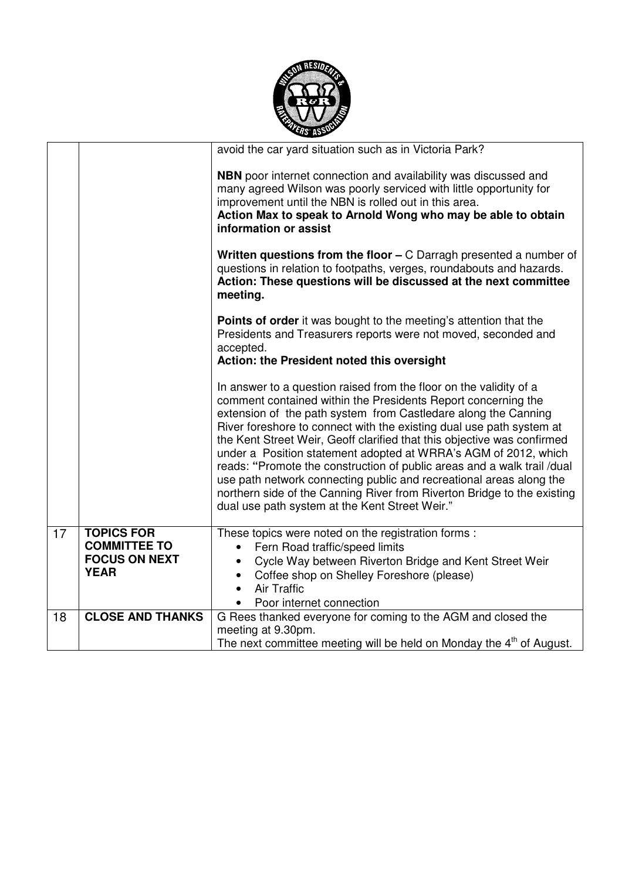| | | |
|---|---|---|
| | | avoid the car yard situation such as in Victoria Park?<br><br>**NBN** poor internet connection and availability was discussed and many agreed Wilson was poorly serviced with little opportunity for improvement until the NBN is rolled out in this area.<br>**Action Max to speak to Arnold Wong who may be able to obtain information or assist**<br><br>**Written questions from the floor –** C Darragh presented a number of questions in relation to footpaths, verges, roundabouts and hazards.<br>**Action: These questions will be discussed at the next committee meeting.**<br><br>**Points of order** it was bought to the meeting's attention that the Presidents and Treasurers reports were not moved, seconded and accepted.<br>**Action: the President noted this oversight**<br><br>In answer to a question raised from the floor on the validity of a comment contained within the Presidents Report concerning the extension of the path system from Castledare along the Canning River foreshore to connect with the existing dual use path system at the Kent Street Weir, Geoff clarified that this objective was confirmed under a Position statement adopted at WRRA's AGM of 2012, which reads: "Promote the construction of public areas and a walk trail /dual use path network connecting public and recreational areas along the northern side of the Canning River from Riverton Bridge to the existing dual use path system at the Kent Street Weir." |
| 17 | **TOPICS FOR COMMITTEE TO FOCUS ON NEXT YEAR** | These topics were noted on the registration forms :<br>• Fern Road traffic/speed limits<br>• Cycle Way between Riverton Bridge and Kent Street Weir<br>• Coffee shop on Shelley Foreshore (please)<br>• Air Traffic<br>• Poor internet connection |
| 18 | **CLOSE AND THANKS** | G Rees thanked everyone for coming to the AGM and closed the meeting at 9.30pm.<br>The next committee meeting will be held on Monday the 4th of August. |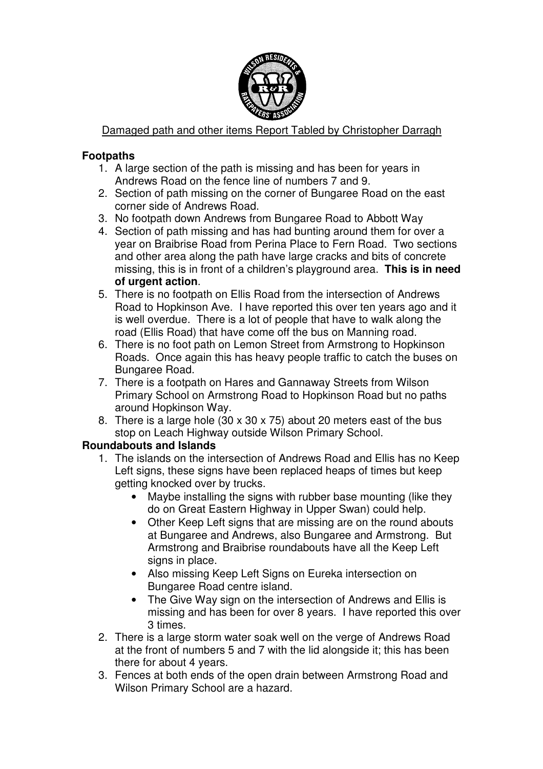Damaged path and other items Report Tabled by Christopher Darragh

**Footpaths**

1. A large section of the path is missing and has been for years in Andrews Road on the fence line of numbers 7 and 9.
2. Section of path missing on the corner of Bungaree Road on the east corner side of Andrews Road.
3. No footpath down Andrews from Bungaree Road to Abbott Way
4. Section of path missing and has had bunting around them for over a year on Braibrise Road from Perina Place to Fern Road. Two sections and other area along the path have large cracks and bits of concrete missing, this is in front of a children's playground area. **This is in need of urgent action**.
5. There is no footpath on Ellis Road from the intersection of Andrews Road to Hopkinson Ave. I have reported this over ten years ago and it is well overdue. There is a lot of people that have to walk along the road (Ellis Road) that have come off the bus on Manning road.
6. There is no foot path on Lemon Street from Armstrong to Hopkinson Roads. Once again this has heavy people traffic to catch the buses on Bungaree Road.
7. There is a footpath on Hares and Gannaway Streets from Wilson Primary School on Armstrong Road to Hopkinson Road but no paths around Hopkinson Way.
8. There is a large hole (30 x 30 x 75) about 20 meters east of the bus stop on Leach Highway outside Wilson Primary School.

**Roundabouts and Islands**

1. The islands on the intersection of Andrews Road and Ellis has no Keep Left signs, these signs have been replaced heaps of times but keep getting knocked over by trucks.
   - Maybe installing the signs with rubber base mounting (like they do on Great Eastern Highway in Upper Swan) could help.
   - Other Keep Left signs that are missing are on the round abouts at Bungaree and Andrews, also Bungaree and Armstrong. But Armstrong and Braibrise roundabouts have all the Keep Left signs in place.
   - Also missing Keep Left Signs on Eureka intersection on Bungaree Road centre island.
   - The Give Way sign on the intersection of Andrews and Ellis is missing and has been for over 8 years. I have reported this over 3 times.
2. There is a large storm water soak well on the verge of Andrews Road at the front of numbers 5 and 7 with the lid alongside it; this has been there for about 4 years.
3. Fences at both ends of the open drain between Armstrong Road and Wilson Primary School are a hazard.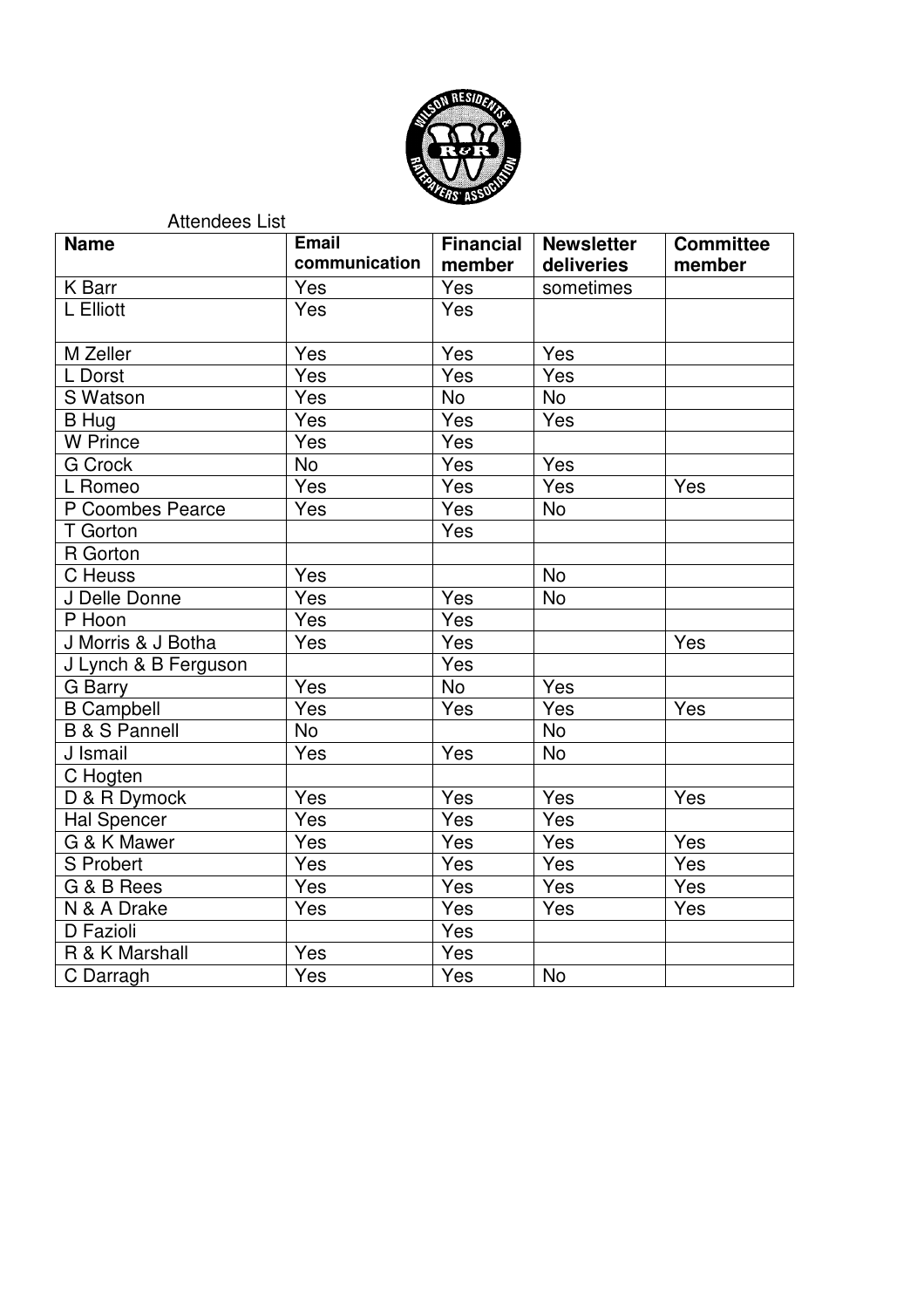Attendees List

| Name | Email communication | Financial member | Newsletter deliveries | Committee member |
|---|---|---|---|---|
| K Barr | Yes | Yes | sometimes | |
| L Elliott | Yes | Yes | | |
| M Zeller | Yes | Yes | Yes | |
| L Dorst | Yes | Yes | Yes | |
| S Watson | Yes | No | No | |
| B Hug | Yes | Yes | Yes | |
| W Prince | Yes | Yes | | |
| G Crock | No | Yes | Yes | |
| L Romeo | Yes | Yes | Yes | Yes |
| P Coombes Pearce | Yes | Yes | No | |
| T Gorton | | Yes | | |
| R Gorton | | | | |
| C Heuss | Yes | | No | |
| J Delle Donne | Yes | Yes | No | |
| P Hoon | Yes | Yes | | |
| J Morris & J Botha | Yes | Yes | | Yes |
| J Lynch & B Ferguson | | Yes | | |
| G Barry | Yes | No | Yes | |
| B Campbell | Yes | Yes | Yes | Yes |
| B & S Pannell | No | | No | |
| J Ismail | Yes | Yes | No | |
| C Hogten | | | | |
| D & R Dymock | Yes | Yes | Yes | Yes |
| Hal Spencer | Yes | Yes | Yes | |
| G & K Mawer | Yes | Yes | Yes | Yes |
| S Probert | Yes | Yes | Yes | Yes |
| G & B Rees | Yes | Yes | Yes | Yes |
| N & A Drake | Yes | Yes | Yes | Yes |
| D Fazioli | | Yes | | |
| R & K Marshall | Yes | Yes | | |
| C Darragh | Yes | Yes | No | |